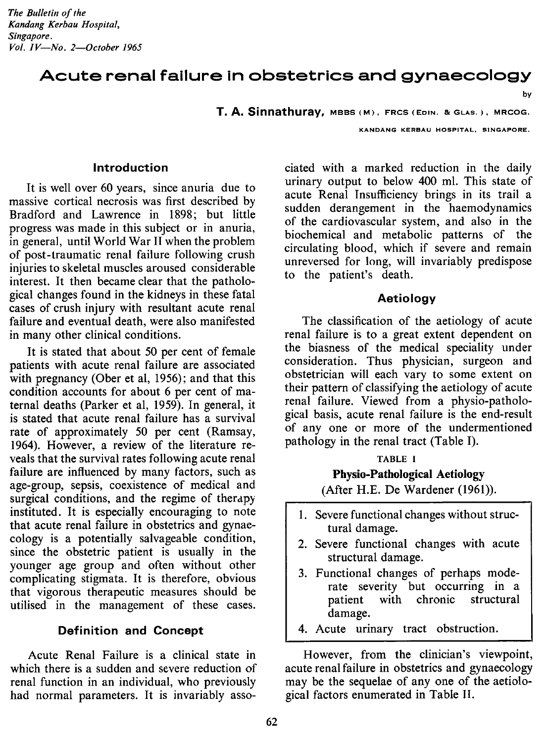*The Bulletin of the Kandang Kerbau Hospital, Singapore. Vol. IV—No. 2—October 1965*

# Acute renal failure in obstetrics and gynaecology

by

**T. A. Sinnathuray,** MBBS (M), FRCS (EDIN. & GLAS.), MRCOG.

KANDANG KERBAU HOSPITAL, SINGAPORE.

## Introduction

It is well over 60 years, since anuria due to massive cortical necrosis was first described by Bradford and Lawrence in 1898; but little progress was made in this subject or in anuria, in general, until World War II when the problem of post-traumatic renal failure following crush injuries to skeletal muscles aroused considerable interest. It then became clear that the pathological changes found in the kidneys in these fatal cases of crush injury with resultant acute renal failure and eventual death, were also manifested in many other clinical conditions.

It is stated that about 50 per cent of female patients with acute renal failure are associated with pregnancy (Ober et al, 1956); and that this condition accounts for about 6 per cent of maternal deaths (Parker et al, 1959). In general, it is stated that acute renal failure has a survival rate of approximately 50 per cent (Ramsay, 1964). However, a review of the literature reveals that the survival rates following acute renal failure are influenced by many factors, such as age-group, sepsis, coexistence of medical and surgical conditions, and the regime of therapy instituted. It is especially encouraging to note that acute renal failure in obstetrics and gynaecology is a potentially salvageable condition, since the obstetric patient is usually in the younger age group and often without other complicating stigmata. It is therefore, obvious that vigorous therapeutic measures should be utilised in the management of these cases.

## Definition and Concept

Acute Renal Failure is a clinical state in which there is a sudden and severe reduction of renal function in an individual, who previously had normal parameters. It is invariably associated with a marked reduction in the daily urinary output to below 400 ml. This state of acute Renal Insufficiency brings in its trail a sudden derangement in the haemodynamics of the cardiovascular system, and also in the biochemical and metabolic patterns of the circulating blood, which if severe and remain unreversed for long, will invariably predispose to the patient's death.

## Aetiology

The classification of the aetiology of acute renal failure is to a great extent dependent on the biasness of the medical speciality under consideration. Thus physician, surgeon and obstetrician will each vary to some extent on their pattern of classifying the aetiology of acute renal failure. Viewed from a physio-pathological basis, acute renal failure is the end-result of any one or more of the undermentioned pathology in the renal tract (Table I).

TABLE I

**Physio-Pathological Aetiology**

(After H.E. De Wardener (1961)).

1. Severe functional changes without structural damage.
2. Severe functional changes with acute structural damage.
3. Functional changes of perhaps moderate severity but occurring in a patient with chronic structural damage.
4. Acute urinary tract obstruction.

However, from the clinician's viewpoint, acute renal failure in obstetrics and gynaecology may be the sequelae of any one of the aetiological factors enumerated in Table II.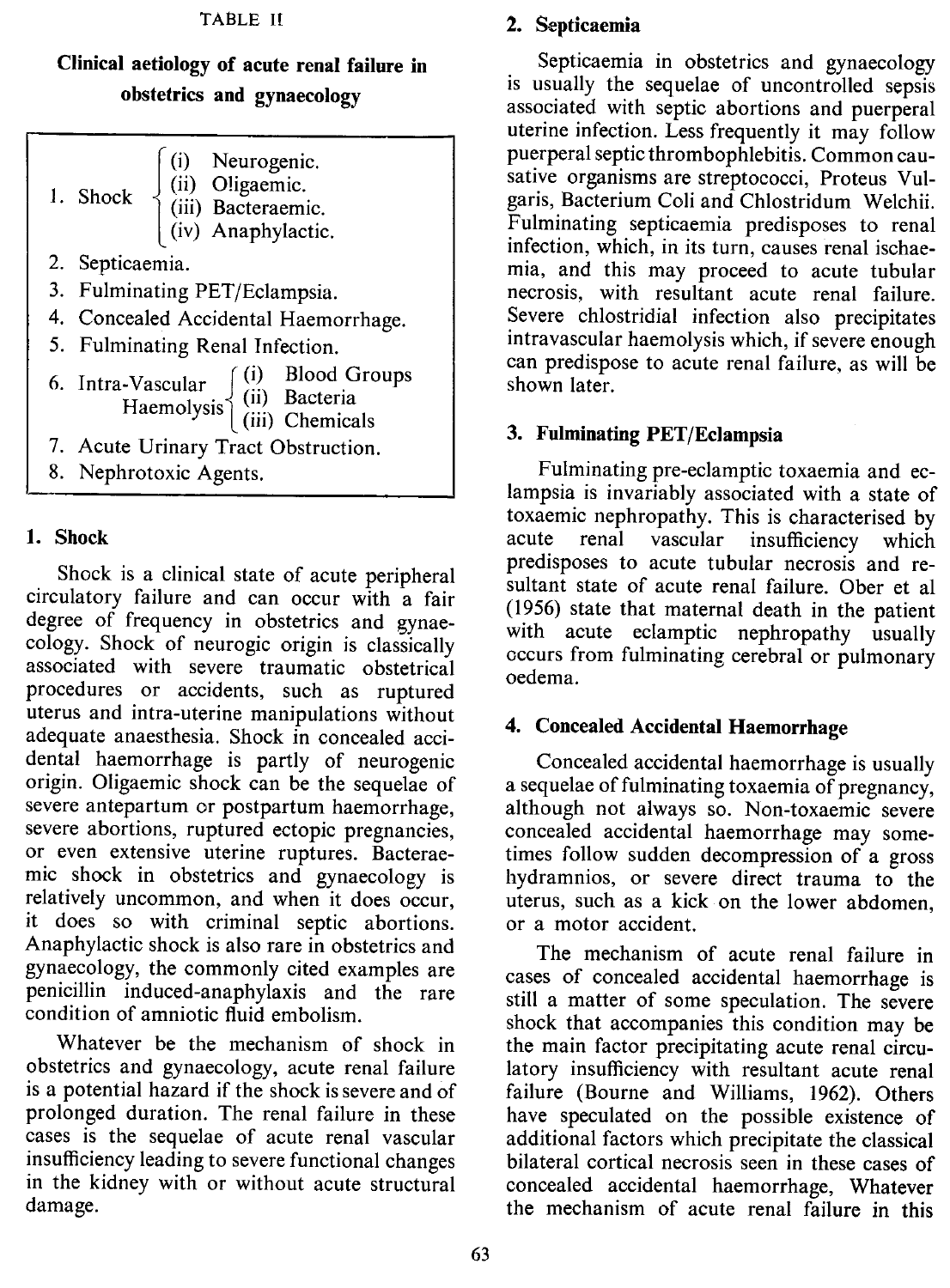TABLE II

**Clinical aetiology of acute renal failure in obstetrics and gynaecology**

1. Shock
   - (i) Neurogenic.
   - (ii) Oligaemic.
   - (iii) Bacteraemic.
   - (iv) Anaphylactic.
2. Septicaemia.
3. Fulminating PET/Eclampsia.
4. Concealed Accidental Haemorrhage.
5. Fulminating Renal Infection.
6. Intra-Vascular Haemolysis
   - (i) Blood Groups
   - (ii) Bacteria
   - (iii) Chemicals
7. Acute Urinary Tract Obstruction.
8. Nephrotoxic Agents.

### 1. Shock

Shock is a clinical state of acute peripheral circulatory failure and can occur with a fair degree of frequency in obstetrics and gynaecology. Shock of neurogic origin is classically associated with severe traumatic obstetrical procedures or accidents, such as ruptured uterus and intra-uterine manipulations without adequate anaesthesia. Shock in concealed accidental haemorrhage is partly of neurogenic origin. Oligaemic shock can be the sequelae of severe antepartum or postpartum haemorrhage, severe abortions, ruptured ectopic pregnancies, or even extensive uterine ruptures. Bacteraemic shock in obstetrics and gynaecology is relatively uncommon, and when it does occur, it does so with criminal septic abortions. Anaphylactic shock is also rare in obstetrics and gynaecology, the commonly cited examples are penicillin induced-anaphylaxis and the rare condition of amniotic fluid embolism.

Whatever be the mechanism of shock in obstetrics and gynaecology, acute renal failure is a potential hazard if the shock is severe and of prolonged duration. The renal failure in these cases is the sequelae of acute renal vascular insufficiency leading to severe functional changes in the kidney with or without acute structural damage.

### 2. Septicaemia

Septicaemia in obstetrics and gynaecology is usually the sequelae of uncontrolled sepsis associated with septic abortions and puerperal uterine infection. Less frequently it may follow puerperal septic thrombophlebitis. Common causative organisms are streptococci, Proteus Vulgaris, Bacterium Coli and Chlostridum Welchii. Fulminating septicaemia predisposes to renal infection, which, in its turn, causes renal ischaemia, and this may proceed to acute tubular necrosis, with resultant acute renal failure. Severe chlostridial infection also precipitates intravascular haemolysis which, if severe enough can predispose to acute renal failure, as will be shown later.

### 3. Fulminating PET/Eclampsia

Fulminating pre-eclamptic toxaemia and eclampsia is invariably associated with a state of toxaemic nephropathy. This is characterised by acute renal vascular insufficiency which predisposes to acute tubular necrosis and resultant state of acute renal failure. Ober et al (1956) state that maternal death in the patient with acute eclamptic nephropathy usually occurs from fulminating cerebral or pulmonary oedema.

### 4. Concealed Accidental Haemorrhage

Concealed accidental haemorrhage is usually a sequelae of fulminating toxaemia of pregnancy, although not always so. Non-toxaemic severe concealed accidental haemorrhage may sometimes follow sudden decompression of a gross hydramnios, or severe direct trauma to the uterus, such as a kick on the lower abdomen, or a motor accident.

The mechanism of acute renal failure in cases of concealed accidental haemorrhage is still a matter of some speculation. The severe shock that accompanies this condition may be the main factor precipitating acute renal circulatory insufficiency with resultant acute renal failure (Bourne and Williams, 1962). Others have speculated on the possible existence of additional factors which precipitate the classical bilateral cortical necrosis seen in these cases of concealed accidental haemorrhage, Whatever the mechanism of acute renal failure in this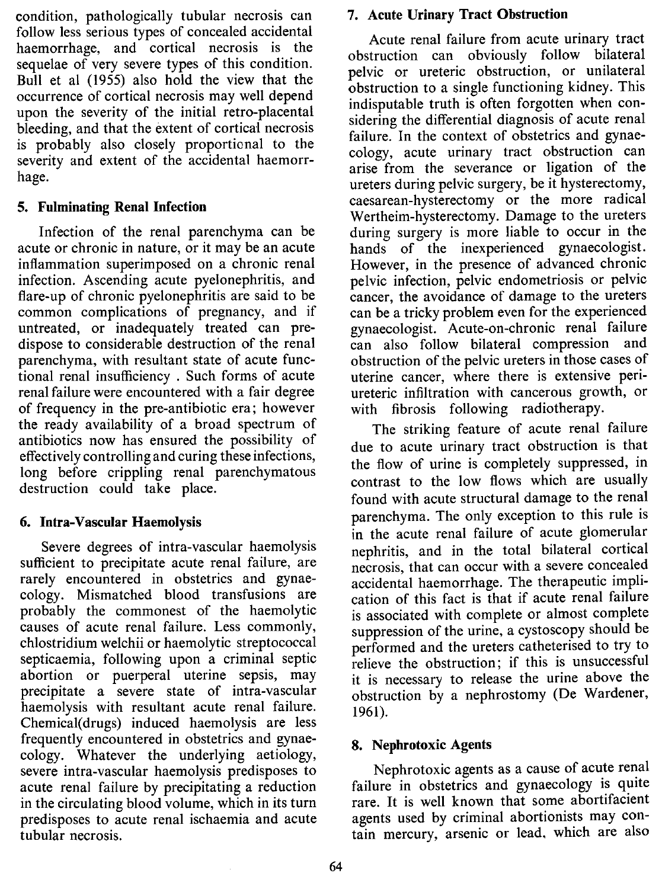condition, pathologically tubular necrosis can follow less serious types of concealed accidental haemorrhage, and cortical necrosis is the sequelae of very severe types of this condition. Bull et al (1955) also hold the view that the occurrence of cortical necrosis may well depend upon the severity of the initial retro-placental bleeding, and that the extent of cortical necrosis is probably also closely proportional to the severity and extent of the accidental haemorrhage.

## 5. Fulminating Renal Infection

Infection of the renal parenchyma can be acute or chronic in nature, or it may be an acute inflammation superimposed on a chronic renal infection. Ascending acute pyelonephritis, and flare-up of chronic pyelonephritis are said to be common complications of pregnancy, and if untreated, or inadequately treated can predispose to considerable destruction of the renal parenchyma, with resultant state of acute functional renal insufficiency . Such forms of acute renal failure were encountered with a fair degree of frequency in the pre-antibiotic era; however the ready availability of a broad spectrum of antibiotics now has ensured the possibility of effectively controlling and curing these infections, long before crippling renal parenchymatous destruction could take place.

## 6. Intra-Vascular Haemolysis

Severe degrees of intra-vascular haemolysis sufficient to precipitate acute renal failure, are rarely encountered in obstetrics and gynaecology. Mismatched blood transfusions are probably the commonest of the haemolytic causes of acute renal failure. Less commonly, chlostridium welchii or haemolytic streptococcal septicaemia, following upon a criminal septic abortion or puerperal uterine sepsis, may precipitate a severe state of intra-vascular haemolysis with resultant acute renal failure. Chemical(drugs) induced haemolysis are less frequently encountered in obstetrics and gynaecology. Whatever the underlying aetiology, severe intra-vascular haemolysis predisposes to acute renal failure by precipitating a reduction in the circulating blood volume, which in its turn predisposes to acute renal ischaemia and acute tubular necrosis.

## 7. Acute Urinary Tract Obstruction

Acute renal failure from acute urinary tract obstruction can obviously follow bilateral pelvic or ureteric obstruction, or unilateral obstruction to a single functioning kidney. This indisputable truth is often forgotten when considering the differential diagnosis of acute renal failure. In the context of obstetrics and gynaecology, acute urinary tract obstruction can arise from the severance or ligation of the ureters during pelvic surgery, be it hysterectomy, caesarean-hysterectomy or the more radical Wertheim-hysterectomy. Damage to the ureters during surgery is more liable to occur in the hands of the inexperienced gynaecologist. However, in the presence of advanced chronic pelvic infection, pelvic endometriosis or pelvic cancer, the avoidance of damage to the ureters can be a tricky problem even for the experienced gynaecologist. Acute-on-chronic renal failure can also follow bilateral compression and obstruction of the pelvic ureters in those cases of uterine cancer, where there is extensive peri-ureteric infiltration with cancerous growth, or with fibrosis following radiotherapy.

The striking feature of acute renal failure due to acute urinary tract obstruction is that the flow of urine is completely suppressed, in contrast to the low flows which are usually found with acute structural damage to the renal parenchyma. The only exception to this rule is in the acute renal failure of acute glomerular nephritis, and in the total bilateral cortical necrosis, that can occur with a severe concealed accidental haemorrhage. The therapeutic implication of this fact is that if acute renal failure is associated with complete or almost complete suppression of the urine, a cystoscopy should be performed and the ureters catheterised to try to relieve the obstruction; if this is unsuccessful it is necessary to release the urine above the obstruction by a nephrostomy (De Wardener, 1961).

## 8. Nephrotoxic Agents

Nephrotoxic agents as a cause of acute renal failure in obstetrics and gynaecology is quite rare. It is well known that some abortifacient agents used by criminal abortionists may contain mercury, arsenic or lead. which are also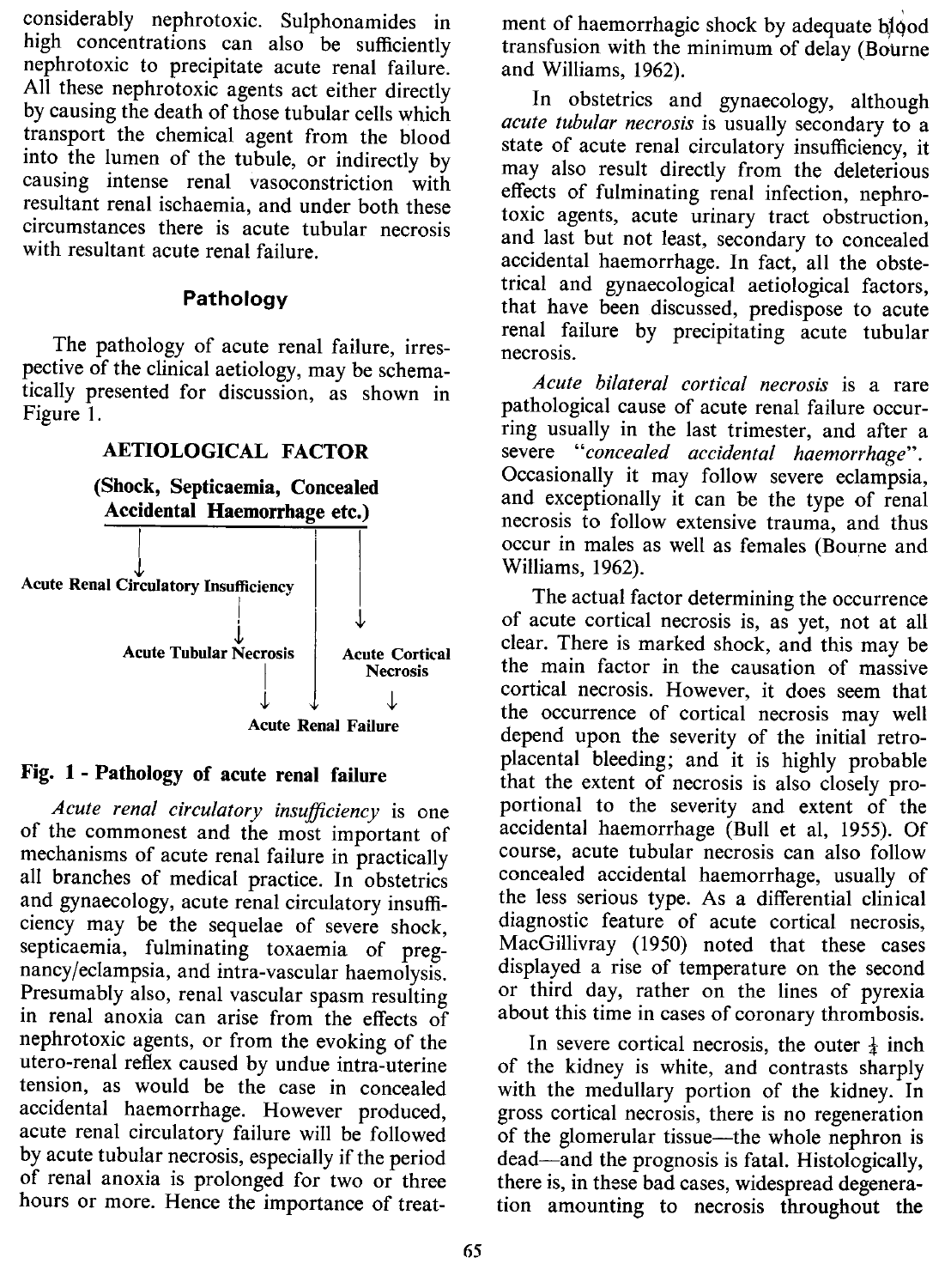considerably nephrotoxic. Sulphonamides in high concentrations can also be sufficiently nephrotoxic to precipitate acute renal failure. All these nephrotoxic agents act either directly by causing the death of those tubular cells which transport the chemical agent from the blood into the lumen of the tubule, or indirectly by causing intense renal vasoconstriction with resultant renal ischaemia, and under both these circumstances there is acute tubular necrosis with resultant acute renal failure.

## Pathology

The pathology of acute renal failure, irrespective of the clinical aetiology, may be schematically presented for discussion, as shown in Figure 1.

**AETIOLOGICAL FACTOR**

**(Shock, Septicaemia, Concealed Accidental Haemorrhage etc.)**

```
AETIOLOGICAL FACTOR
(Shock, Septicaemia, Concealed Accidental Haemorrhage etc.)
   |                              |            |
   ↓                              |            |
Acute Renal Circulatory Insufficiency          |
   |                              |            ↓
   ↓                              |
Acute Tubular Necrosis            |     Acute Cortical
   |                              |        Necrosis
   ↓                              ↓            ↓
              Acute Renal Failure
```

**Fig. 1 - Pathology of acute renal failure**

*Acute renal circulatory insufficiency* is one of the commonest and the most important of mechanisms of acute renal failure in practically all branches of medical practice. In obstetrics and gynaecology, acute renal circulatory insufficiency may be the sequelae of severe shock, septicaemia, fulminating toxaemia of pregnancy/eclampsia, and intra-vascular haemolysis. Presumably also, renal vascular spasm resulting in renal anoxia can arise from the effects of nephrotoxic agents, or from the evoking of the utero-renal reflex caused by undue intra-uterine tension, as would be the case in concealed accidental haemorrhage. However produced, acute renal circulatory failure will be followed by acute tubular necrosis, especially if the period of renal anoxia is prolonged for two or three hours or more. Hence the importance of treatment of haemorrhagic shock by adequate blood transfusion with the minimum of delay (Bourne and Williams, 1962).

In obstetrics and gynaecology, although *acute tubular necrosis* is usually secondary to a state of acute renal circulatory insufficiency, it may also result directly from the deleterious effects of fulminating renal infection, nephrotoxic agents, acute urinary tract obstruction, and last but not least, secondary to concealed accidental haemorrhage. In fact, all the obstetrical and gynaecological aetiological factors, that have been discussed, predispose to acute renal failure by precipitating acute tubular necrosis.

*Acute bilateral cortical necrosis* is a rare pathological cause of acute renal failure occurring usually in the last trimester, and after a severe *"concealed accidental haemorrhage"*. Occasionally it may follow severe eclampsia, and exceptionally it can be the type of renal necrosis to follow extensive trauma, and thus occur in males as well as females (Bourne and Williams, 1962).

The actual factor determining the occurrence of acute cortical necrosis is, as yet, not at all clear. There is marked shock, and this may be the main factor in the causation of massive cortical necrosis. However, it does seem that the occurrence of cortical necrosis may well depend upon the severity of the initial retroplacental bleeding; and it is highly probable that the extent of necrosis is also closely proportional to the severity and extent of the accidental haemorrhage (Bull et al, 1955). Of course, acute tubular necrosis can also follow concealed accidental haemorrhage, usually of the less serious type. As a differential clinical diagnostic feature of acute cortical necrosis, MacGillivray (1950) noted that these cases displayed a rise of temperature on the second or third day, rather on the lines of pyrexia about this time in cases of coronary thrombosis.

In severe cortical necrosis, the outer $\frac{1}{4}$ inch of the kidney is white, and contrasts sharply with the medullary portion of the kidney. In gross cortical necrosis, there is no regeneration of the glomerular tissue—the whole nephron is dead—and the prognosis is fatal. Histologically, there is, in these bad cases, widespread degeneration amounting to necrosis throughout the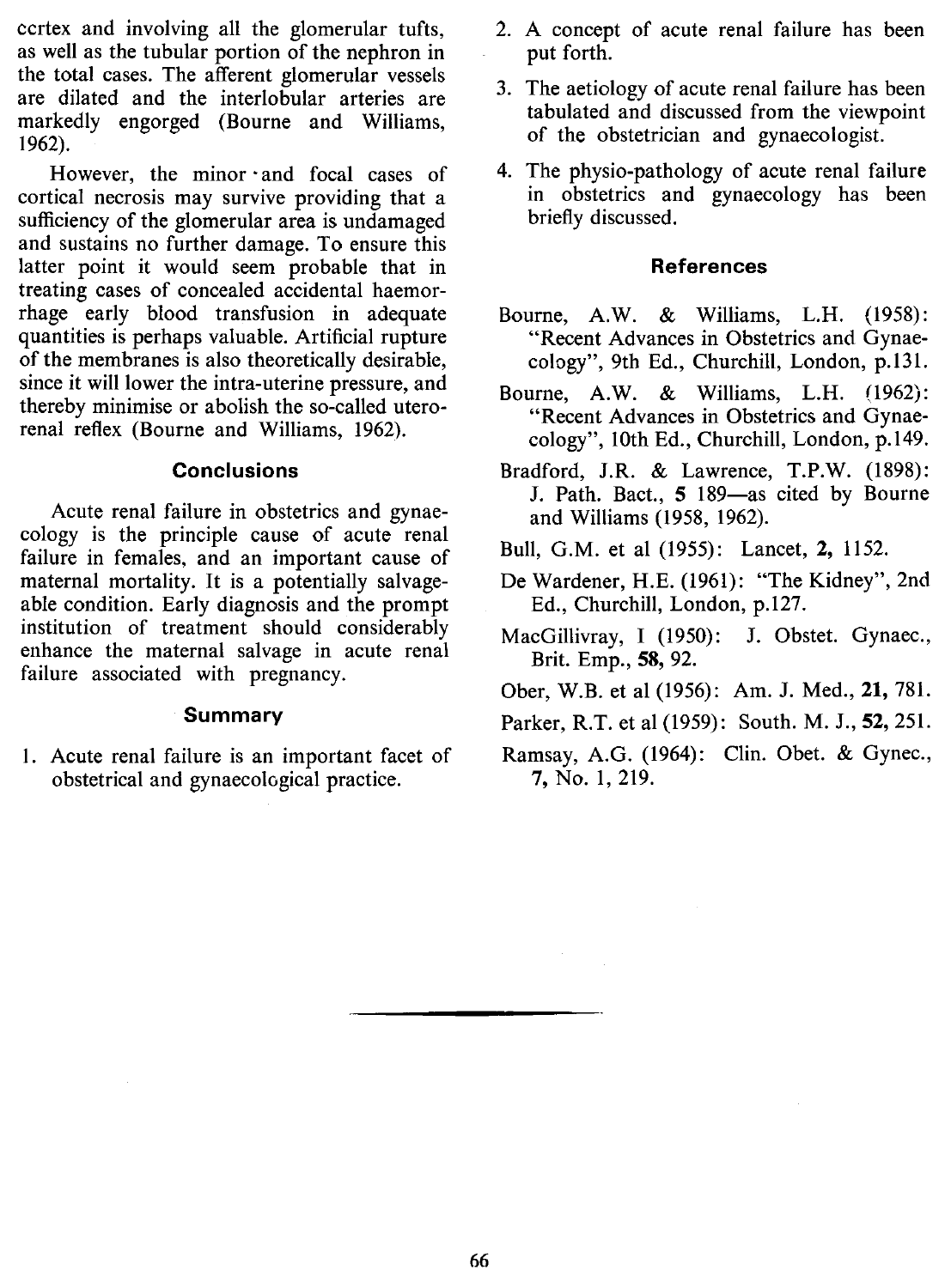ccrtex and involving all the glomerular tufts, as well as the tubular portion of the nephron in the total cases. The afferent glomerular vessels are dilated and the interlobular arteries are markedly engorged (Bourne and Williams, 1962).

However, the minor and focal cases of cortical necrosis may survive providing that a sufficiency of the glomerular area is undamaged and sustains no further damage. To ensure this latter point it would seem probable that in treating cases of concealed accidental haemorrhage early blood transfusion in adequate quantities is perhaps valuable. Artificial rupture of the membranes is also theoretically desirable, since it will lower the intra-uterine pressure, and thereby minimise or abolish the so-called utero-renal reflex (Bourne and Williams, 1962).

## Conclusions

Acute renal failure in obstetrics and gynaecology is the principle cause of acute renal failure in females, and an important cause of maternal mortality. It is a potentially salvageable condition. Early diagnosis and the prompt institution of treatment should considerably enhance the maternal salvage in acute renal failure associated with pregnancy.

## Summary

1. Acute renal failure is an important facet of obstetrical and gynaecological practice.
2. A concept of acute renal failure has been put forth.
3. The aetiology of acute renal failure has been tabulated and discussed from the viewpoint of the obstetrician and gynaecologist.
4. The physio-pathology of acute renal failure in obstetrics and gynaecology has been briefly discussed.

## References

Bourne, A.W. & Williams, L.H. (1958): "Recent Advances in Obstetrics and Gynaecology", 9th Ed., Churchill, London, p.131.

Bourne, A.W. & Williams, L.H. (1962): "Recent Advances in Obstetrics and Gynaecology", 10th Ed., Churchill, London, p.149.

Bradford, J.R. & Lawrence, T.P.W. (1898): J. Path. Bact., **5** 189—as cited by Bourne and Williams (1958, 1962).

Bull, G.M. et al (1955): Lancet, **2,** 1152.

De Wardener, H.E. (1961): "The Kidney", 2nd Ed., Churchill, London, p.127.

MacGillivray, I (1950): J. Obstet. Gynaec., Brit. Emp., **58,** 92.

Ober, W.B. et al (1956): Am. J. Med., **21,** 781.

Parker, R.T. et al (1959): South. M. J., **52,** 251.

Ramsay, A.G. (1964): Clin. Obet. & Gynec., **7,** No. 1, 219.